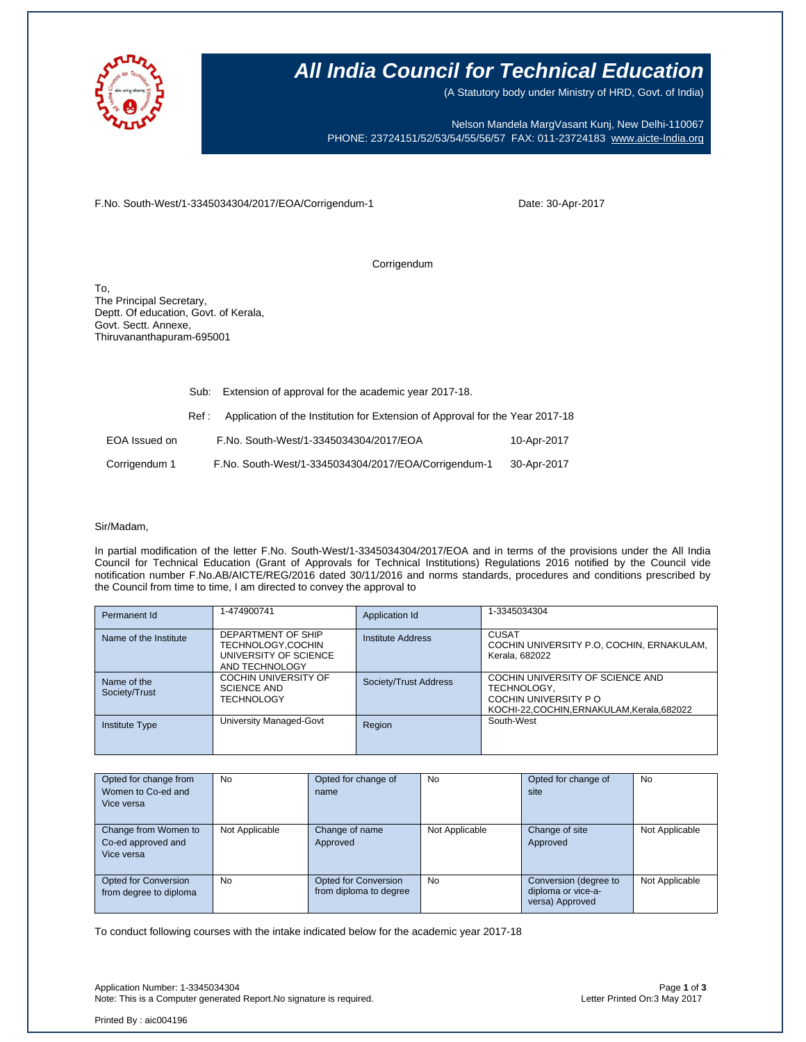# All India Council for Technical Education

(A Statutory body under Ministry of HRD, Govt. of India)

Nelson Mandela MargVasant Kunj, New Delhi-110067
PHONE: 23724151/52/53/54/55/56/57 FAX: 011-23724183 www.aicte-India.org

F.No. South-West/1-3345034304/2017/EOA/Corrigendum-1 Date: 30-Apr-2017

Corrigendum

To,
The Principal Secretary,
Deptt. Of education, Govt. of Kerala,
Govt. Sectt. Annexe,
Thiruvananthapuram-695001

Sub: Extension of approval for the academic year 2017-18.

Ref : Application of the Institution for Extension of Approval for the Year 2017-18

| | | |
|---|---|---|
| EOA Issued on | F.No. South-West/1-3345034304/2017/EOA | 10-Apr-2017 |
| Corrigendum 1 | F.No. South-West/1-3345034304/2017/EOA/Corrigendum-1 | 30-Apr-2017 |

Sir/Madam,

In partial modification of the letter F.No. South-West/1-3345034304/2017/EOA and in terms of the provisions under the All India Council for Technical Education (Grant of Approvals for Technical Institutions) Regulations 2016 notified by the Council vide notification number F.No.AB/AICTE/REG/2016 dated 30/11/2016 and norms standards, procedures and conditions prescribed by the Council from time to time, I am directed to convey the approval to

| | | | |
|---|---|---|---|
| Permanent Id | 1-474900741 | Application Id | 1-3345034304 |
| Name of the Institute | DEPARTMENT OF SHIP TECHNOLOGY,COCHIN UNIVERSITY OF SCIENCE AND TECHNOLOGY | Institute Address | CUSAT COCHIN UNIVERSITY P.O, COCHIN, ERNAKULAM, Kerala, 682022 |
| Name of the Society/Trust | COCHIN UNIVERSITY OF SCIENCE AND TECHNOLOGY | Society/Trust Address | COCHIN UNIVERSITY OF SCIENCE AND TECHNOLOGY, COCHIN UNIVERSITY P O KOCHI-22,COCHIN,ERNAKULAM,Kerala,682022 |
| Institute Type | University Managed-Govt | Region | South-West |

| | | | | | |
|---|---|---|---|---|---|
| Opted for change from Women to Co-ed and Vice versa | No | Opted for change of name | No | Opted for change of site | No |
| Change from Women to Co-ed approved and Vice versa | Not Applicable | Change of name Approved | Not Applicable | Change of site Approved | Not Applicable |
| Opted for Conversion from degree to diploma | No | Opted for Conversion from diploma to degree | No | Conversion (degree to diploma or vice-a-versa) Approved | Not Applicable |

To conduct following courses with the intake indicated below for the academic year 2017-18

Application Number: 1-3345034304
Note: This is a Computer generated Report.No signature is required.
Letter Printed On:3 May 2017

Printed By : aic004196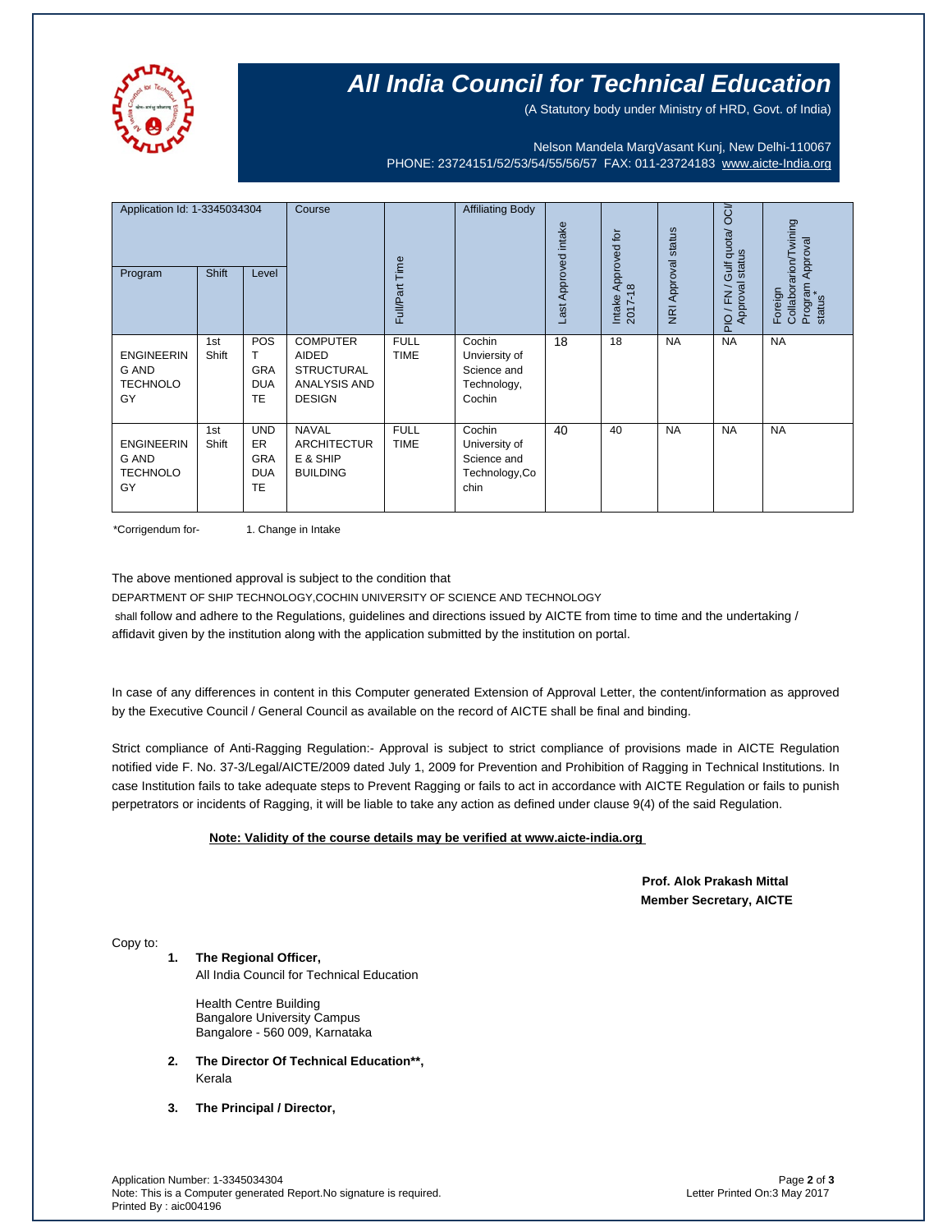# All India Council for Technical Education

(A Statutory body under Ministry of HRD, Govt. of India)

Nelson Mandela MargVasant Kunj, New Delhi-110067
PHONE: 23724151/52/53/54/55/56/57 FAX: 011-23724183 www.aicte-India.org

| Application Id: 1-3345034304 | | | Course | Full/Part Time | Affiliating Body | Last Approved intake | Intake Approved for 2017-18 | NRI Approval status | PIO / FN / Gulf quota/ OCI/ Approval status | Foreign Collaboration/Twining Program Approval status* |
|---|---|---|---|---|---|---|---|---|---|---|
| Program | Shift | Level | | | | | | | | |
| ENGINEERING AND TECHNOLOGY | 1st Shift | POST GRADUATE | COMPUTER AIDED STRUCTURAL ANALYSIS AND DESIGN | FULL TIME | Cochin Unviersity of Science and Technology, Cochin | 18 | 18 | NA | NA | NA |
| ENGINEERING AND TECHNOLOGY | 1st Shift | UNDER GRADUATE | NAVAL ARCHITECTURE & SHIP BUILDING | FULL TIME | Cochin University of Science and Technology,Cochin | 40 | 40 | NA | NA | NA |

*Corrigendum for- 1. Change in Intake

The above mentioned approval is subject to the condition that

DEPARTMENT OF SHIP TECHNOLOGY,COCHIN UNIVERSITY OF SCIENCE AND TECHNOLOGY

shall follow and adhere to the Regulations, guidelines and directions issued by AICTE from time to time and the undertaking / affidavit given by the institution along with the application submitted by the institution on portal.

In case of any differences in content in this Computer generated Extension of Approval Letter, the content/information as approved by the Executive Council / General Council as available on the record of AICTE shall be final and binding.

Strict compliance of Anti-Ragging Regulation:- Approval is subject to strict compliance of provisions made in AICTE Regulation notified vide F. No. 37-3/Legal/AICTE/2009 dated July 1, 2009 for Prevention and Prohibition of Ragging in Technical Institutions. In case Institution fails to take adequate steps to Prevent Ragging or fails to act in accordance with AICTE Regulation or fails to punish perpetrators or incidents of Ragging, it will be liable to take any action as defined under clause 9(4) of the said Regulation.

**Note: Validity of the course details may be verified at www.aicte-india.org**

**Prof. Alok Prakash Mittal**
**Member Secretary, AICTE**

Copy to:

1. **The Regional Officer,**
   All India Council for Technical Education

   Health Centre Building
   Bangalore University Campus
   Bangalore - 560 009, Karnataka

2. **The Director Of Technical Education\*\*,**
   Kerala

3. **The Principal / Director,**

Application Number: 1-3345034304
Note: This is a Computer generated Report.No signature is required.
Printed By : aic004196

Letter Printed On:3 May 2017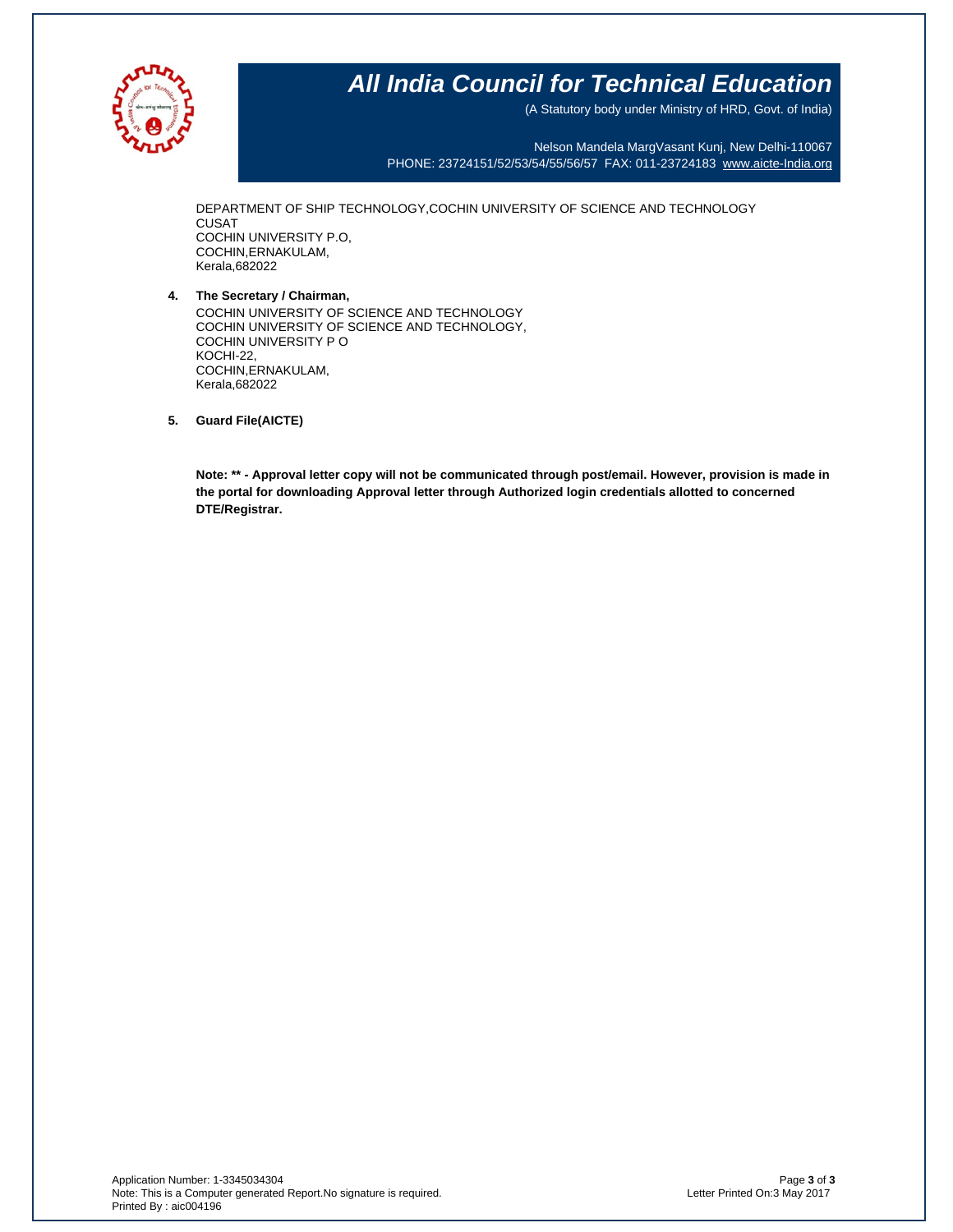# All India Council for Technical Education

(A Statutory body under Ministry of HRD, Govt. of India)

Nelson Mandela MargVasant Kunj, New Delhi-110067
PHONE: 23724151/52/53/54/55/56/57 FAX: 011-23724183 www.aicte-India.org

DEPARTMENT OF SHIP TECHNOLOGY,COCHIN UNIVERSITY OF SCIENCE AND TECHNOLOGY
CUSAT
COCHIN UNIVERSITY P.O,
COCHIN,ERNAKULAM,
Kerala,682022

4. **The Secretary / Chairman,**
   COCHIN UNIVERSITY OF SCIENCE AND TECHNOLOGY
   COCHIN UNIVERSITY OF SCIENCE AND TECHNOLOGY,
   COCHIN UNIVERSITY P O
   KOCHI-22,
   COCHIN,ERNAKULAM,
   Kerala,682022

5. **Guard File(AICTE)**

**Note: ** - Approval letter copy will not be communicated through post/email. However, provision is made in the portal for downloading Approval letter through Authorized login credentials allotted to concerned DTE/Registrar.**

Application Number: 1-3345034304
Note: This is a Computer generated Report.No signature is required.
Printed By : aic004196

Letter Printed On:3 May 2017